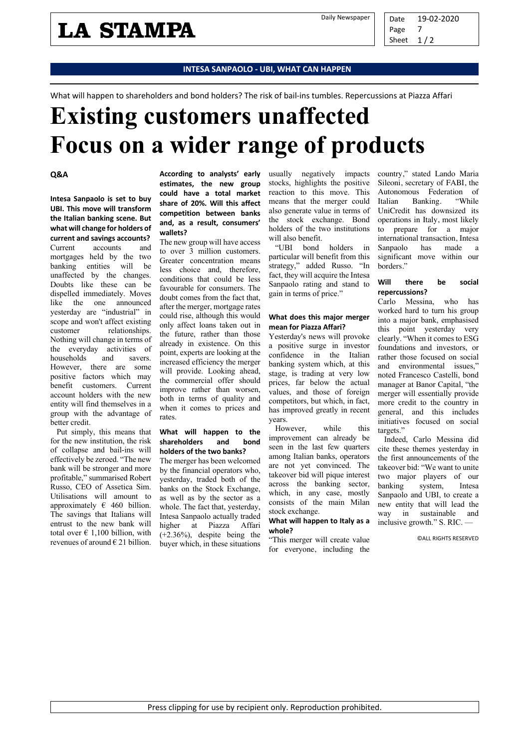INTESA SANPAOLO - UBI, WHAT CAN HAPPEN

What will happen to shareholders and bond holders? The risk of bail-ins tumbles. Repercussions at Piazza Affari

# Existing customers unaffected Focus on a wider range of products

**Q&A**

**Intesa Sanpaolo is set to buy UBI. This move will transform the Italian banking scene. But what will change for holders of current and savings accounts?**

Current accounts and mortgages held by the two banking entities will be unaffected by the changes. Doubts like these can be dispelled immediately. Moves like the one announced yesterday are "industrial" in scope and won't affect existing customer relationships. Nothing will change in terms of the everyday activities of households and savers. However, there are some positive factors which may benefit customers. Current account holders with the new entity will find themselves in a group with the advantage of better credit.

Put simply, this means that for the new institution, the risk of collapse and bail-ins will effectively be zeroed. "The new bank will be stronger and more profitable," summarised Robert Russo, CEO of Assetica Sim. Utilisations will amount to approximately € 460 billion. The savings that Italians will entrust to the new bank will total over € 1,100 billion, with revenues of around € 21 billion.

**According to analysts' early estimates, the new group could have a total market share of 20%. Will this affect competition between banks and, as a result, consumers' wallets?**

The new group will have access to over 3 million customers. Greater concentration means less choice and, therefore, conditions that could be less favourable for consumers. The doubt comes from the fact that, after the merger, mortgage rates could rise, although this would only affect loans taken out in the future, rather than those already in existence. On this point, experts are looking at the increased efficiency the merger will provide. Looking ahead, the commercial offer should improve rather than worsen, both in terms of quality and when it comes to prices and rates.

**What will happen to the shareholders and bond holders of the two banks?**

The merger has been welcomed by the financial operators who, yesterday, traded both of the banks on the Stock Exchange, as well as by the sector as a whole. The fact that, yesterday, Intesa Sanpaolo actually traded higher at Piazza Affari (+2.36%), despite being the buyer which, in these situations usually negatively impacts stocks, highlights the positive reaction to this move. This means that the merger could also generate value in terms of the stock exchange. Bond holders of the two institutions will also benefit.

"UBI bond holders in particular will benefit from this strategy," added Russo. "In fact, they will acquire the Intesa Sanpaolo rating and stand to gain in terms of price."

**What does this major merger mean for Piazza Affari?**

Yesterday's news will provoke a positive surge in investor confidence in the Italian banking system which, at this stage, is trading at very low prices, far below the actual values, and those of foreign competitors, but which, in fact, has improved greatly in recent years.

However, while this improvement can already be seen in the last few quarters among Italian banks, operators are not yet convinced. The takeover bid will pique interest across the banking sector, which, in any case, mostly consists of the main Milan stock exchange.

**What will happen to Italy as a whole?**

"This merger will create value for everyone, including the country," stated Lando Maria Sileoni, secretary of FABI, the Autonomous Federation of Italian Banking. "While UniCredit has downsized its operations in Italy, most likely to prepare for a major international transaction, Intesa Sanpaolo has made a significant move within our borders."

**Will there be social repercussions?**

Carlo Messina, who has worked hard to turn his group into a major bank, emphasised this point yesterday very clearly. "When it comes to ESG foundations and investors, or rather those focused on social and environmental issues," noted Francesco Castelli, bond manager at Banor Capital, "the merger will essentially provide more credit to the country in general, and this includes initiatives focused on social targets."

Indeed, Carlo Messina did cite these themes yesterday in the first announcements of the takeover bid: "We want to unite two major players of our banking system, Intesa Sanpaolo and UBI, to create a new entity that will lead the way in sustainable and inclusive growth." S. RIC. —

©ALL RIGHTS RESERVED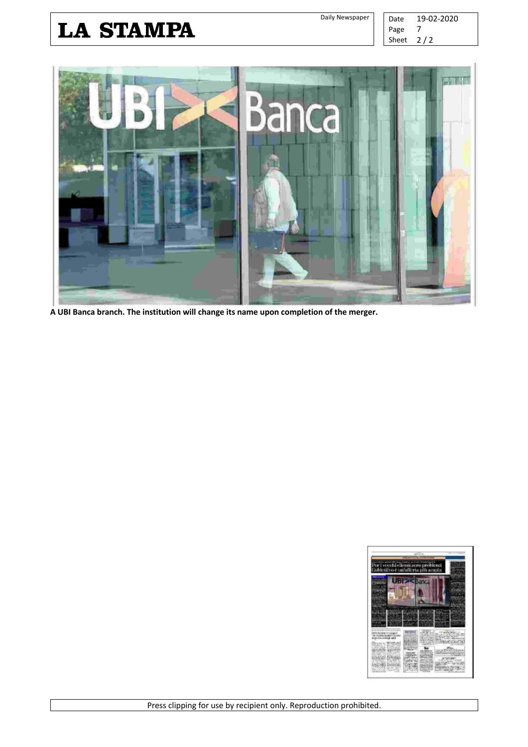A UBI Banca branch. The institution will change its name upon completion of the merger.